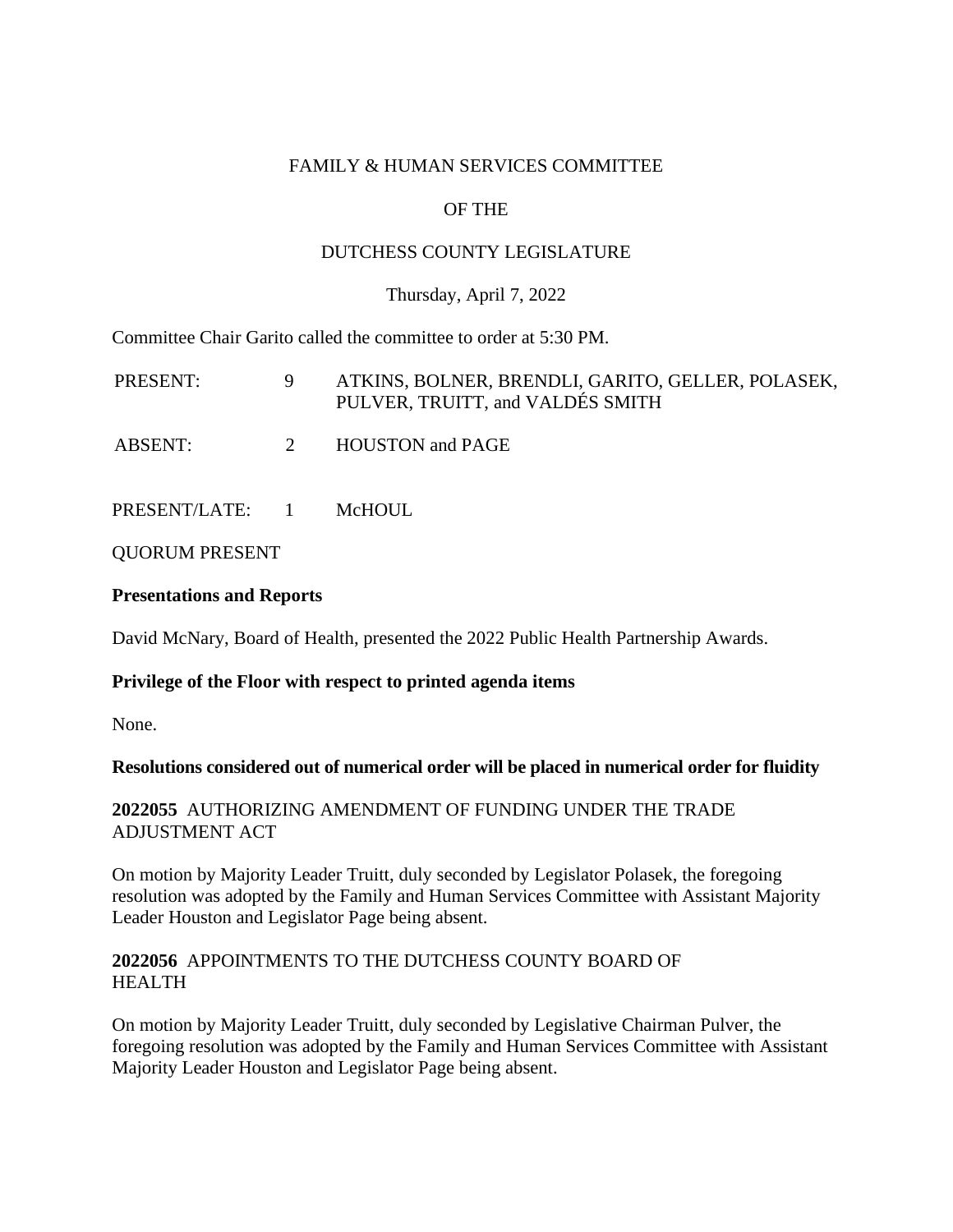FAMILY & HUMAN SERVICES COMMITTEE

OF THE

DUTCHESS COUNTY LEGISLATURE

Thursday, April 7, 2022

Committee Chair Garito called the committee to order at 5:30 PM.

| | | |
|---|---|---|
| PRESENT: | 9 | ATKINS, BOLNER, BRENDLI, GARITO, GELLER, POLASEK, PULVER, TRUITT, and VALDÉS SMITH |
| ABSENT: | 2 | HOUSTON and PAGE |
| PRESENT/LATE: | 1 | McHOUL |

QUORUM PRESENT

**Presentations and Reports**

David McNary, Board of Health, presented the 2022 Public Health Partnership Awards.

**Privilege of the Floor with respect to printed agenda items**

None.

**Resolutions considered out of numerical order will be placed in numerical order for fluidity**

**2022055** AUTHORIZING AMENDMENT OF FUNDING UNDER THE TRADE ADJUSTMENT ACT

On motion by Majority Leader Truitt, duly seconded by Legislator Polasek, the foregoing resolution was adopted by the Family and Human Services Committee with Assistant Majority Leader Houston and Legislator Page being absent.

**2022056** APPOINTMENTS TO THE DUTCHESS COUNTY BOARD OF HEALTH

On motion by Majority Leader Truitt, duly seconded by Legislative Chairman Pulver, the foregoing resolution was adopted by the Family and Human Services Committee with Assistant Majority Leader Houston and Legislator Page being absent.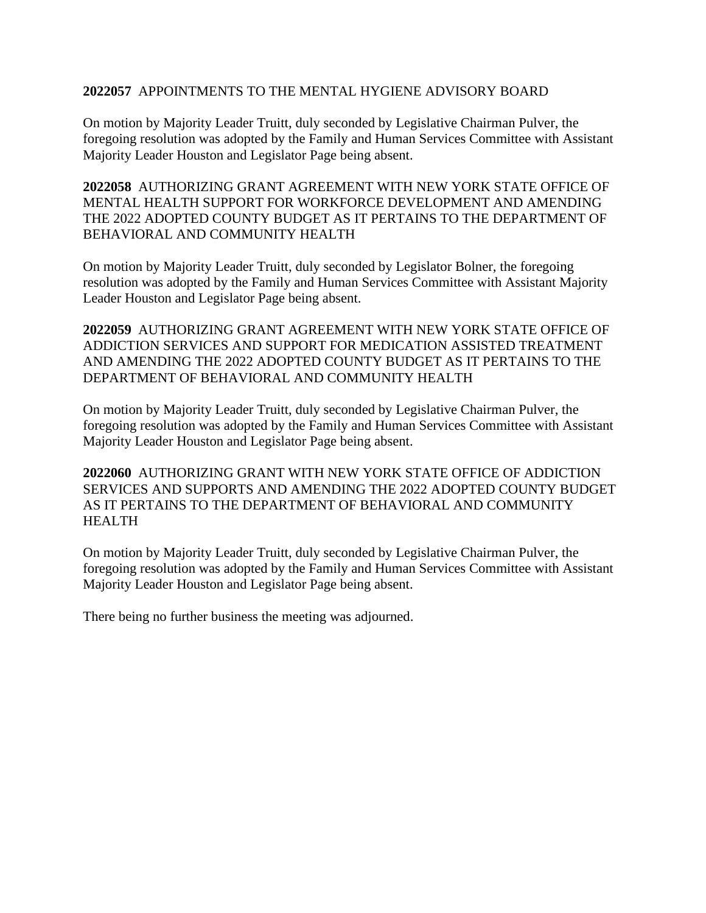**2022057** APPOINTMENTS TO THE MENTAL HYGIENE ADVISORY BOARD

On motion by Majority Leader Truitt, duly seconded by Legislative Chairman Pulver, the foregoing resolution was adopted by the Family and Human Services Committee with Assistant Majority Leader Houston and Legislator Page being absent.

**2022058** AUTHORIZING GRANT AGREEMENT WITH NEW YORK STATE OFFICE OF MENTAL HEALTH SUPPORT FOR WORKFORCE DEVELOPMENT AND AMENDING THE 2022 ADOPTED COUNTY BUDGET AS IT PERTAINS TO THE DEPARTMENT OF BEHAVIORAL AND COMMUNITY HEALTH

On motion by Majority Leader Truitt, duly seconded by Legislator Bolner, the foregoing resolution was adopted by the Family and Human Services Committee with Assistant Majority Leader Houston and Legislator Page being absent.

**2022059** AUTHORIZING GRANT AGREEMENT WITH NEW YORK STATE OFFICE OF ADDICTION SERVICES AND SUPPORT FOR MEDICATION ASSISTED TREATMENT AND AMENDING THE 2022 ADOPTED COUNTY BUDGET AS IT PERTAINS TO THE DEPARTMENT OF BEHAVIORAL AND COMMUNITY HEALTH

On motion by Majority Leader Truitt, duly seconded by Legislative Chairman Pulver, the foregoing resolution was adopted by the Family and Human Services Committee with Assistant Majority Leader Houston and Legislator Page being absent.

**2022060** AUTHORIZING GRANT WITH NEW YORK STATE OFFICE OF ADDICTION SERVICES AND SUPPORTS AND AMENDING THE 2022 ADOPTED COUNTY BUDGET AS IT PERTAINS TO THE DEPARTMENT OF BEHAVIORAL AND COMMUNITY HEALTH

On motion by Majority Leader Truitt, duly seconded by Legislative Chairman Pulver, the foregoing resolution was adopted by the Family and Human Services Committee with Assistant Majority Leader Houston and Legislator Page being absent.

There being no further business the meeting was adjourned.